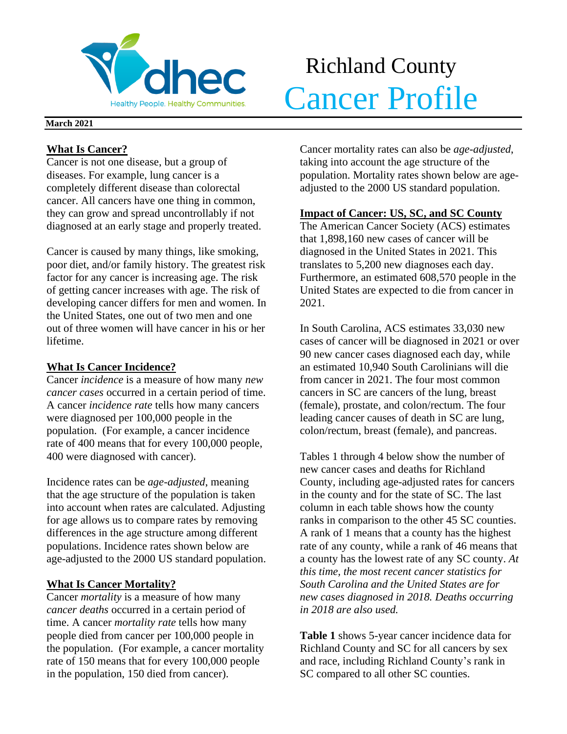# Richland County Cancer Profile

**March 2021**

## What Is Cancer?

Cancer is not one disease, but a group of diseases. For example, lung cancer is a completely different disease than colorectal cancer. All cancers have one thing in common, they can grow and spread uncontrollably if not diagnosed at an early stage and properly treated.

Cancer is caused by many things, like smoking, poor diet, and/or family history. The greatest risk factor for any cancer is increasing age. The risk of getting cancer increases with age. The risk of developing cancer differs for men and women. In the United States, one out of two men and one out of three women will have cancer in his or her lifetime.

## What Is Cancer Incidence?

Cancer *incidence* is a measure of how many *new cancer cases* occurred in a certain period of time. A cancer *incidence rate* tells how many cancers were diagnosed per 100,000 people in the population. (For example, a cancer incidence rate of 400 means that for every 100,000 people, 400 were diagnosed with cancer).

Incidence rates can be *age-adjusted*, meaning that the age structure of the population is taken into account when rates are calculated. Adjusting for age allows us to compare rates by removing differences in the age structure among different populations. Incidence rates shown below are age-adjusted to the 2000 US standard population.

## What Is Cancer Mortality?

Cancer *mortality* is a measure of how many *cancer deaths* occurred in a certain period of time. A cancer *mortality rate* tells how many people died from cancer per 100,000 people in the population. (For example, a cancer mortality rate of 150 means that for every 100,000 people in the population, 150 died from cancer).

Cancer mortality rates can also be *age-adjusted*, taking into account the age structure of the population. Mortality rates shown below are age-adjusted to the 2000 US standard population.

## Impact of Cancer: US, SC, and SC County

The American Cancer Society (ACS) estimates that 1,898,160 new cases of cancer will be diagnosed in the United States in 2021. This translates to 5,200 new diagnoses each day. Furthermore, an estimated 608,570 people in the United States are expected to die from cancer in 2021.

In South Carolina, ACS estimates 33,030 new cases of cancer will be diagnosed in 2021 or over 90 new cancer cases diagnosed each day, while an estimated 10,940 South Carolinians will die from cancer in 2021. The four most common cancers in SC are cancers of the lung, breast (female), prostate, and colon/rectum. The four leading cancer causes of death in SC are lung, colon/rectum, breast (female), and pancreas.

Tables 1 through 4 below show the number of new cancer cases and deaths for Richland County, including age-adjusted rates for cancers in the county and for the state of SC. The last column in each table shows how the county ranks in comparison to the other 45 SC counties. A rank of 1 means that a county has the highest rate of any county, while a rank of 46 means that a county has the lowest rate of any SC county. *At this time, the most recent cancer statistics for South Carolina and the United States are for new cases diagnosed in 2018. Deaths occurring in 2018 are also used.*

**Table 1** shows 5-year cancer incidence data for Richland County and SC for all cancers by sex and race, including Richland County's rank in SC compared to all other SC counties.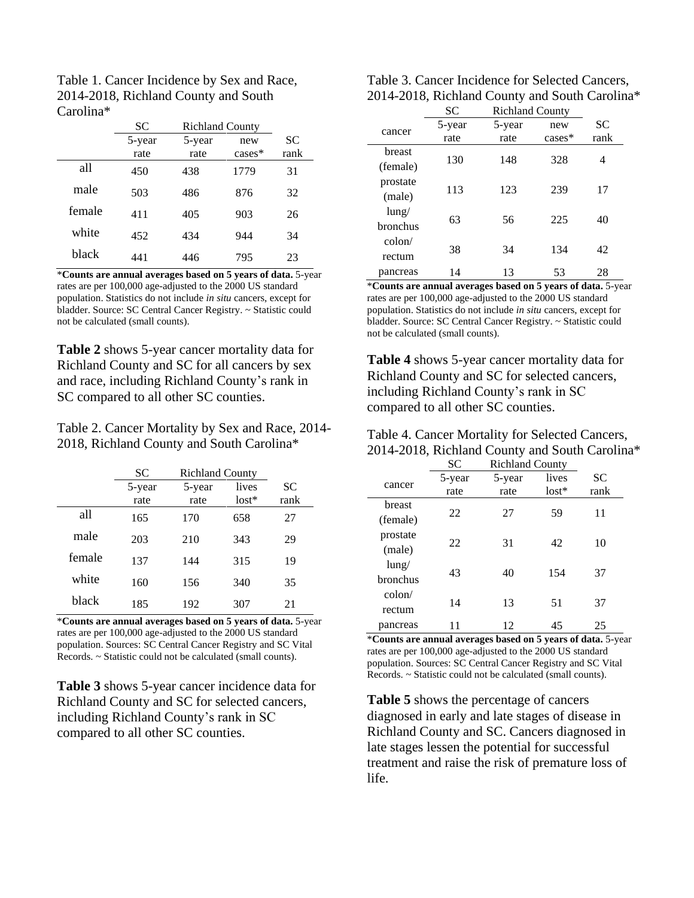Table 1. Cancer Incidence by Sex and Race, 2014-2018, Richland County and South Carolina*

| | SC | Richland County | | |
|---|---|---|---|---|
| | 5-year rate | 5-year rate | new cases* | SC rank |
| all | 450 | 438 | 1779 | 31 |
| male | 503 | 486 | 876 | 32 |
| female | 411 | 405 | 903 | 26 |
| white | 452 | 434 | 944 | 34 |
| black | 441 | 446 | 795 | 23 |

***Counts are annual averages based on 5 years of data.** 5-year rates are per 100,000 age-adjusted to the 2000 US standard population. Statistics do not include *in situ* cancers, except for bladder. Source: SC Central Cancer Registry. ~ Statistic could not be calculated (small counts).

**Table 2** shows 5-year cancer mortality data for Richland County and SC for all cancers by sex and race, including Richland County's rank in SC compared to all other SC counties.

Table 2. Cancer Mortality by Sex and Race, 2014-2018, Richland County and South Carolina*

| | SC | Richland County | | |
|---|---|---|---|---|
| | 5-year rate | 5-year rate | lives lost* | SC rank |
| all | 165 | 170 | 658 | 27 |
| male | 203 | 210 | 343 | 29 |
| female | 137 | 144 | 315 | 19 |
| white | 160 | 156 | 340 | 35 |
| black | 185 | 192 | 307 | 21 |

***Counts are annual averages based on 5 years of data.** 5-year rates are per 100,000 age-adjusted to the 2000 US standard population. Sources: SC Central Cancer Registry and SC Vital Records. ~ Statistic could not be calculated (small counts).

**Table 3** shows 5-year cancer incidence data for Richland County and SC for selected cancers, including Richland County's rank in SC compared to all other SC counties.

Table 3. Cancer Incidence for Selected Cancers, 2014-2018, Richland County and South Carolina*

| | SC | Richland County | | |
|---|---|---|---|---|
| cancer | 5-year rate | 5-year rate | new cases* | SC rank |
| breast (female) | 130 | 148 | 328 | 4 |
| prostate (male) | 113 | 123 | 239 | 17 |
| lung/ bronchus | 63 | 56 | 225 | 40 |
| colon/ rectum | 38 | 34 | 134 | 42 |
| pancreas | 14 | 13 | 53 | 28 |

***Counts are annual averages based on 5 years of data.** 5-year rates are per 100,000 age-adjusted to the 2000 US standard population. Statistics do not include *in situ* cancers, except for bladder. Source: SC Central Cancer Registry. ~ Statistic could not be calculated (small counts).

**Table 4** shows 5-year cancer mortality data for Richland County and SC for selected cancers, including Richland County's rank in SC compared to all other SC counties.

Table 4. Cancer Mortality for Selected Cancers, 2014-2018, Richland County and South Carolina*

| | SC | Richland County | | |
|---|---|---|---|---|
| cancer | 5-year rate | 5-year rate | lives lost* | SC rank |
| breast (female) | 22 | 27 | 59 | 11 |
| prostate (male) | 22 | 31 | 42 | 10 |
| lung/ bronchus | 43 | 40 | 154 | 37 |
| colon/ rectum | 14 | 13 | 51 | 37 |
| pancreas | 11 | 12 | 45 | 25 |

***Counts are annual averages based on 5 years of data.** 5-year rates are per 100,000 age-adjusted to the 2000 US standard population. Sources: SC Central Cancer Registry and SC Vital Records. ~ Statistic could not be calculated (small counts).

**Table 5** shows the percentage of cancers diagnosed in early and late stages of disease in Richland County and SC. Cancers diagnosed in late stages lessen the potential for successful treatment and raise the risk of premature loss of life.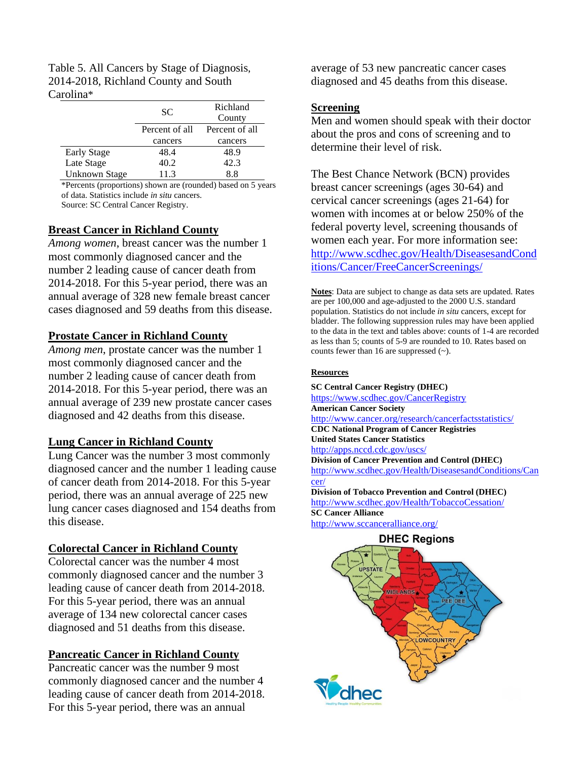Table 5. All Cancers by Stage of Diagnosis, 2014-2018, Richland County and South Carolina*

| | SC | Richland County |
|---|---|---|
| | Percent of all cancers | Percent of all cancers |
| Early Stage | 48.4 | 48.9 |
| Late Stage | 40.2 | 42.3 |
| Unknown Stage | 11.3 | 8.8 |

*Percents (proportions) shown are (rounded) based on 5 years of data. Statistics include *in situ* cancers.
Source: SC Central Cancer Registry.

## Breast Cancer in Richland County

*Among women*, breast cancer was the number 1 most commonly diagnosed cancer and the number 2 leading cause of cancer death from 2014-2018. For this 5-year period, there was an annual average of 328 new female breast cancer cases diagnosed and 59 deaths from this disease.

## Prostate Cancer in Richland County

*Among men*, prostate cancer was the number 1 most commonly diagnosed cancer and the number 2 leading cause of cancer death from 2014-2018. For this 5-year period, there was an annual average of 239 new prostate cancer cases diagnosed and 42 deaths from this disease.

## Lung Cancer in Richland County

Lung Cancer was the number 3 most commonly diagnosed cancer and the number 1 leading cause of cancer death from 2014-2018. For this 5-year period, there was an annual average of 225 new lung cancer cases diagnosed and 154 deaths from this disease.

## Colorectal Cancer in Richland County

Colorectal cancer was the number 4 most commonly diagnosed cancer and the number 3 leading cause of cancer death from 2014-2018. For this 5-year period, there was an annual average of 134 new colorectal cancer cases diagnosed and 51 deaths from this disease.

## Pancreatic Cancer in Richland County

Pancreatic cancer was the number 9 most commonly diagnosed cancer and the number 4 leading cause of cancer death from 2014-2018. For this 5-year period, there was an annual average of 53 new pancreatic cancer cases diagnosed and 45 deaths from this disease.

## Screening

Men and women should speak with their doctor about the pros and cons of screening and to determine their level of risk.

The Best Chance Network (BCN) provides breast cancer screenings (ages 30-64) and cervical cancer screenings (ages 21-64) for women with incomes at or below 250% of the federal poverty level, screening thousands of women each year. For more information see: http://www.scdhec.gov/Health/DiseasesandConditions/Cancer/FreeCancerScreenings/

**Notes**: Data are subject to change as data sets are updated. Rates are per 100,000 and age-adjusted to the 2000 U.S. standard population. Statistics do not include *in situ* cancers, except for bladder. The following suppression rules may have been applied to the data in the text and tables above: counts of 1-4 are recorded as less than 5; counts of 5-9 are rounded to 10. Rates based on counts fewer than 16 are suppressed (~).

**Resources**

**SC Central Cancer Registry (DHEC)**
https://www.scdhec.gov/CancerRegistry
**American Cancer Society**
http://www.cancer.org/research/cancerfactsstatistics/
**CDC National Program of Cancer Registries**
**United States Cancer Statistics**
http://apps.nccd.cdc.gov/uscs/
**Division of Cancer Prevention and Control (DHEC)**
http://www.scdhec.gov/Health/DiseasesandConditions/Cancer/
**Division of Tobacco Prevention and Control (DHEC)**
http://www.scdhec.gov/Health/TobaccoCessation/
**SC Cancer Alliance**
http://www.sccanceralliance.org/

DHEC Regions

UPSTATE
MIDLANDS
PEE DEE
LOWCOUNTRY

dhec